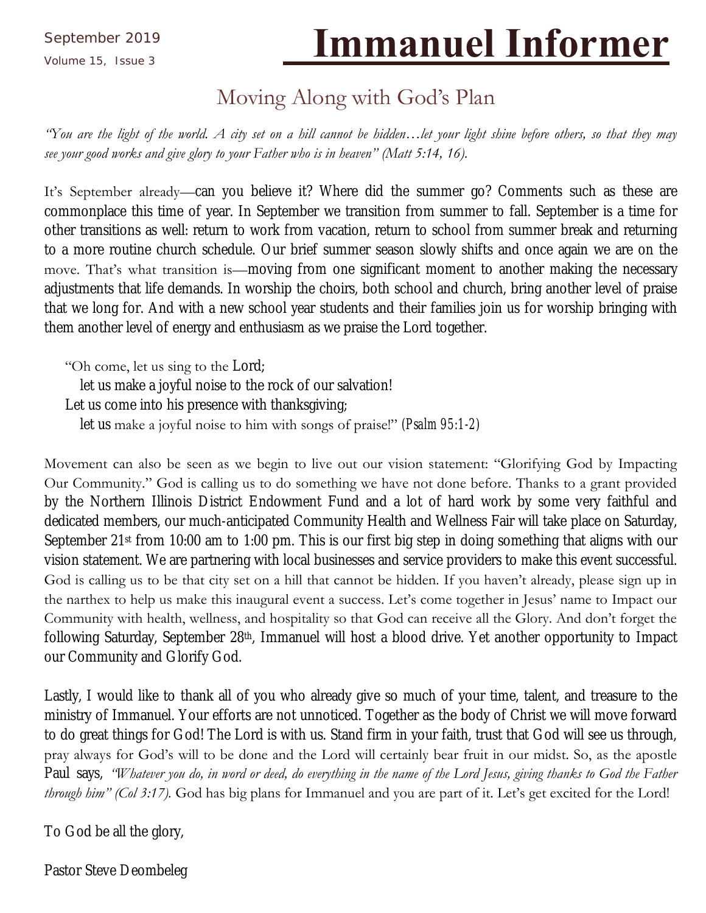September 2019

Volume 15, Issue 3

# Immanuel Informer

## Moving Along with God's Plan

*"You are the light of the world. A city set on a hill cannot be hidden…let your light shine before others, so that they may see your good works and give glory to your Father who is in heaven" (Matt 5:14, 16).*

It's September already—can you believe it? Where did the summer go? Comments such as these are commonplace this time of year. In September we transition from summer to fall. September is a time for other transitions as well: return to work from vacation, return to school from summer break and returning to a more routine church schedule. Our brief summer season slowly shifts and once again we are on the move. That's what transition is—moving from one significant moment to another making the necessary adjustments that life demands. In worship the choirs, both school and church, bring another level of praise that we long for. And with a new school year students and their families join us for worship bringing with them another level of energy and enthusiasm as we praise the Lord together.

> "Oh come, let us sing to the Lord;
> let us make a joyful noise to the rock of our salvation!
> Let us come into his presence with thanksgiving;
> let us make a joyful noise to him with songs of praise!" *(Psalm 95:1-2)*

Movement can also be seen as we begin to live out our vision statement: "Glorifying God by Impacting Our Community." God is calling us to do something we have not done before. Thanks to a grant provided by the Northern Illinois District Endowment Fund and a lot of hard work by some very faithful and dedicated members, our much-anticipated Community Health and Wellness Fair will take place on Saturday, September 21st from 10:00 am to 1:00 pm. This is our first big step in doing something that aligns with our vision statement. We are partnering with local businesses and service providers to make this event successful. God is calling us to be that city set on a hill that cannot be hidden. If you haven't already, please sign up in the narthex to help us make this inaugural event a success. Let's come together in Jesus' name to Impact our Community with health, wellness, and hospitality so that God can receive all the Glory. And don't forget the following Saturday, September 28th, Immanuel will host a blood drive. Yet another opportunity to Impact our Community and Glorify God.

Lastly, I would like to thank all of you who already give so much of your time, talent, and treasure to the ministry of Immanuel. Your efforts are not unnoticed. Together as the body of Christ we will move forward to do great things for God! The Lord is with us. Stand firm in your faith, trust that God will see us through, pray always for God's will to be done and the Lord will certainly bear fruit in our midst. So, as the apostle Paul says, *"Whatever you do, in word or deed, do everything in the name of the Lord Jesus, giving thanks to God the Father through him" (Col 3:17).* God has big plans for Immanuel and you are part of it. Let's get excited for the Lord!

To God be all the glory,

Pastor Steve Deombeleg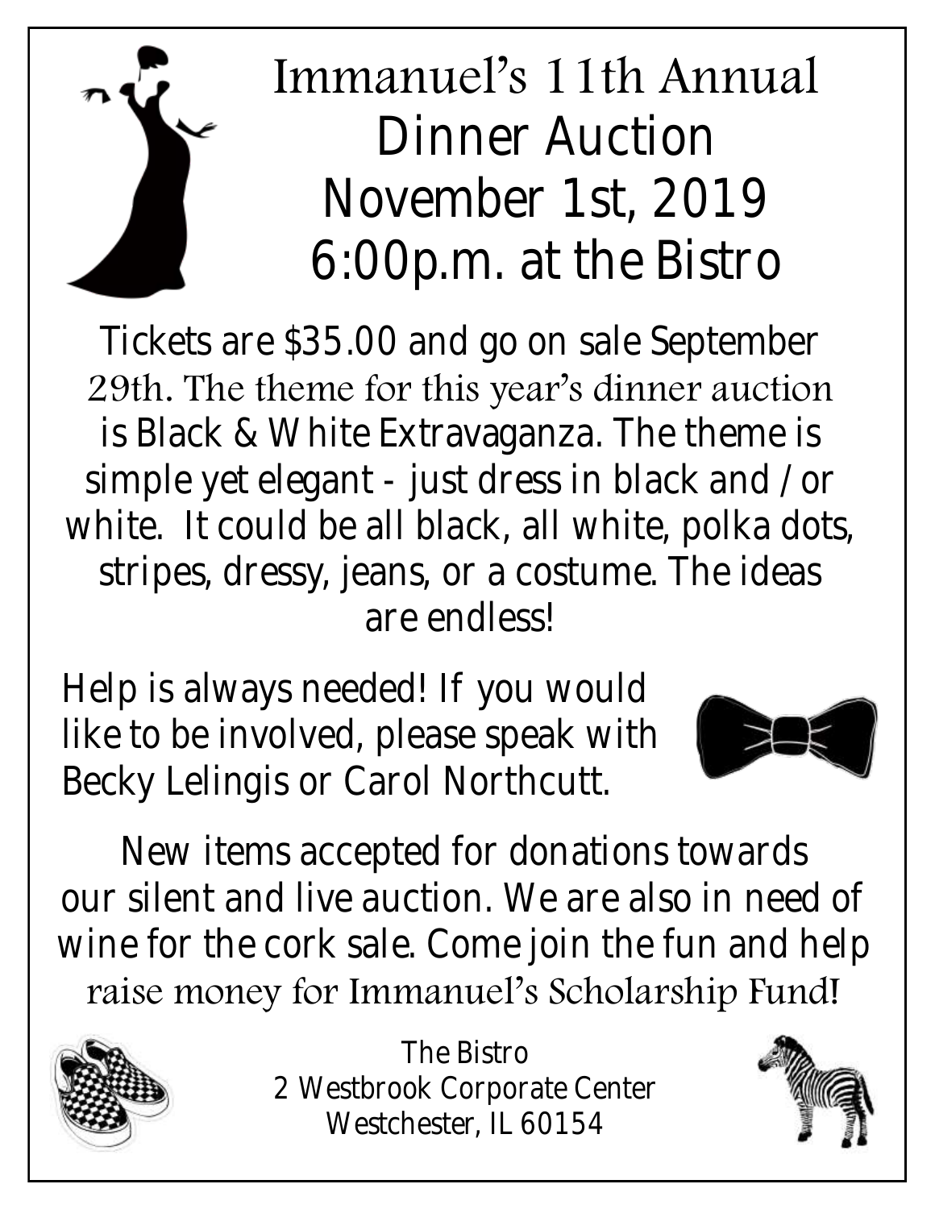# Immanuel's 11th Annual Dinner Auction November 1st, 2019 6:00p.m. at the Bistro

Tickets are $35.00 and go on sale September 29th. The theme for this year's dinner auction is Black & White Extravaganza. The theme is simple yet elegant - just dress in black and / or white. It could be all black, all white, polka dots, stripes, dressy, jeans, or a costume. The ideas are endless!

Help is always needed! If you would like to be involved, please speak with Becky Lelingis or Carol Northcutt.

New items accepted for donations towards our silent and live auction. We are also in need of wine for the cork sale. Come join the fun and help raise money for Immanuel's Scholarship Fund!

The Bistro
2 Westbrook Corporate Center
Westchester, IL 60154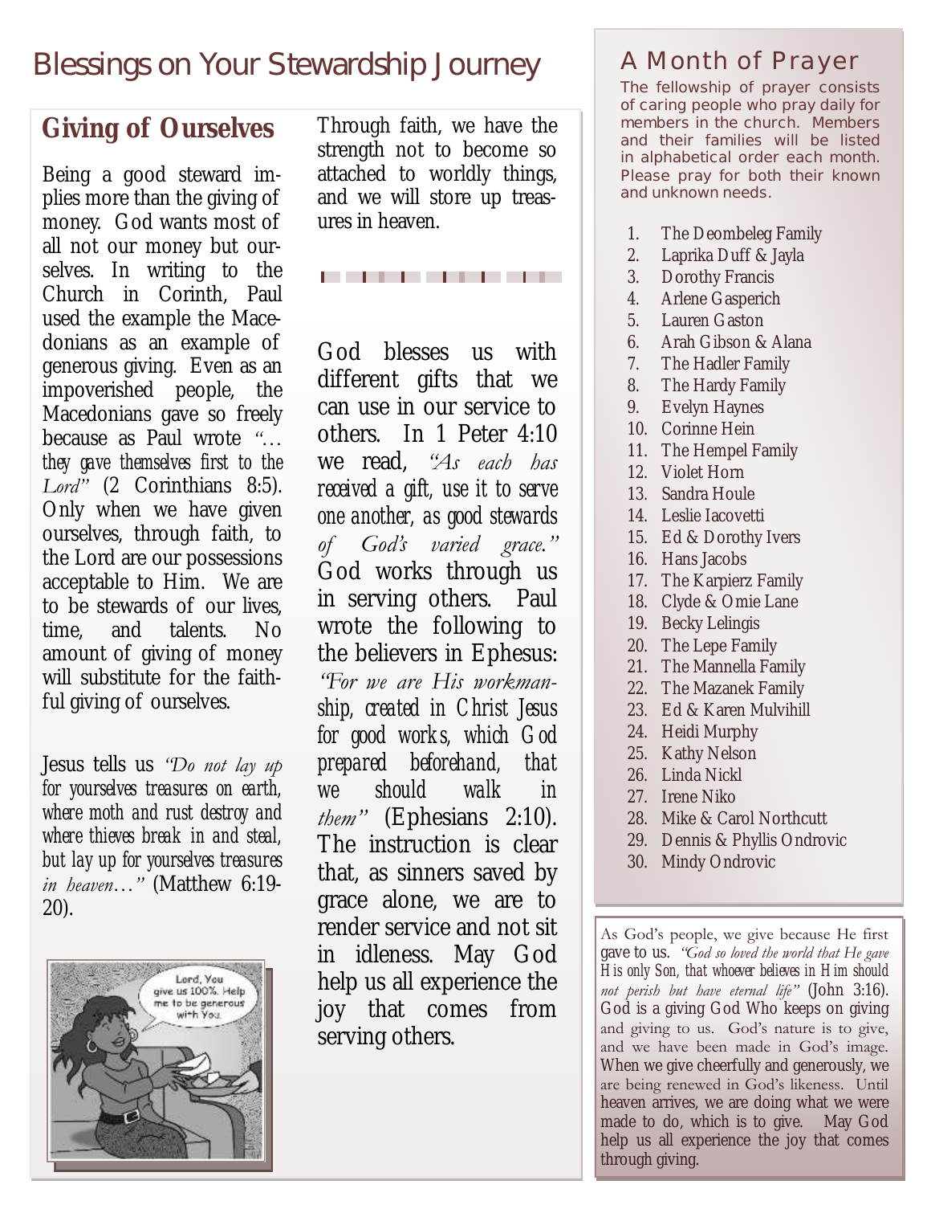# Blessings on Your Stewardship Journey

## Giving of Ourselves

Being a good steward implies more than the giving of money. God wants most of all not our money but ourselves. In writing to the Church in Corinth, Paul used the example the Macedonians as an example of generous giving. Even as an impoverished people, the Macedonians gave so freely because as Paul wrote *"…they gave themselves first to the Lord"* (2 Corinthians 8:5). Only when we have given ourselves, through faith, to the Lord are our possessions acceptable to Him. We are to be stewards of our lives, time, and talents. No amount of giving of money will substitute for the faithful giving of ourselves.

Jesus tells us *"Do not lay up for yourselves treasures on earth, where moth and rust destroy and where thieves break in and steal, but lay up for yourselves treasures in heaven…"* (Matthew 6:19-20).

Through faith, we have the strength not to become so attached to worldly things, and we will store up treasures in heaven.

God blesses us with different gifts that we can use in our service to others. In 1 Peter 4:10 we read, *"As each has received a gift, use it to serve one another, as good stewards of God's varied grace."* God works through us in serving others. Paul wrote the following to the believers in Ephesus: *"For we are His workmanship, created in Christ Jesus for good works, which God prepared beforehand, that we should walk in them"* (Ephesians 2:10). The instruction is clear that, as sinners saved by grace alone, we are to render service and not sit in idleness. May God help us all experience the joy that comes from serving others.

## A Month of Prayer

The fellowship of prayer consists of caring people who pray daily for members in the church. Members and their families will be listed in alphabetical order each month. Please pray for both their known and unknown needs.

1. The Deombeleg Family
2. Laprika Duff & Jayla
3. Dorothy Francis
4. Arlene Gasperich
5. Lauren Gaston
6. Arah Gibson & Alana
7. The Hadler Family
8. The Hardy Family
9. Evelyn Haynes
10. Corinne Hein
11. The Hempel Family
12. Violet Horn
13. Sandra Houle
14. Leslie Iacovetti
15. Ed & Dorothy Ivers
16. Hans Jacobs
17. The Karpierz Family
18. Clyde & Omie Lane
19. Becky Lelingis
20. The Lepe Family
21. The Mannella Family
22. The Mazanek Family
23. Ed & Karen Mulvihill
24. Heidi Murphy
25. Kathy Nelson
26. Linda Nickl
27. Irene Niko
28. Mike & Carol Northcutt
29. Dennis & Phyllis Ondrovic
30. Mindy Ondrovic

As God's people, we give because He first gave to us. *"God so loved the world that He gave His only Son, that whoever believes in Him should not perish but have eternal life"* (John 3:16). God is a giving God Who keeps on giving and giving to us. God's nature is to give, and we have been made in God's image. When we give cheerfully and generously, we are being renewed in God's likeness. Until heaven arrives, we are doing what we were made to do, which is to give. May God help us all experience the joy that comes through giving.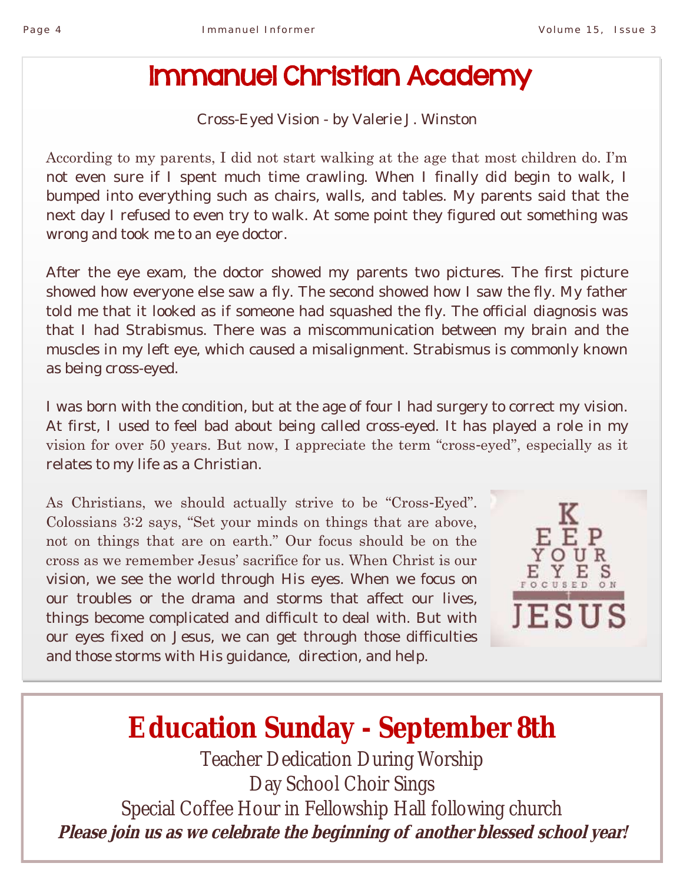# Immanuel Christian Academy

Cross-Eyed Vision - by Valerie J. Winston

According to my parents, I did not start walking at the age that most children do. I'm not even sure if I spent much time crawling. When I finally did begin to walk, I bumped into everything such as chairs, walls, and tables. My parents said that the next day I refused to even try to walk. At some point they figured out something was wrong and took me to an eye doctor.

After the eye exam, the doctor showed my parents two pictures. The first picture showed how everyone else saw a fly. The second showed how I saw the fly. My father told me that it looked as if someone had squashed the fly. The official diagnosis was that I had Strabismus. There was a miscommunication between my brain and the muscles in my left eye, which caused a misalignment. Strabismus is commonly known as being cross-eyed.

I was born with the condition, but at the age of four I had surgery to correct my vision. At first, I used to feel bad about being called cross-eyed. It has played a role in my vision for over 50 years. But now, I appreciate the term "cross-eyed", especially as it relates to my life as a Christian.

As Christians, we should actually strive to be "Cross-Eyed". Colossians 3:2 says, "Set your minds on things that are above, not on things that are on earth." Our focus should be on the cross as we remember Jesus' sacrifice for us. When Christ is our vision, we see the world through His eyes. When we focus on our troubles or the drama and storms that affect our lives, things become complicated and difficult to deal with. But with our eyes fixed on Jesus, we can get through those difficulties and those storms with His guidance, direction, and help.

K
E E P
Y O U R
E Y E S
FOCUSED ON
JESUS

# Education Sunday - September 8th

Teacher Dedication During Worship

Day School Choir Sings

Special Coffee Hour in Fellowship Hall following church

***Please join us as we celebrate the beginning of another blessed school year!***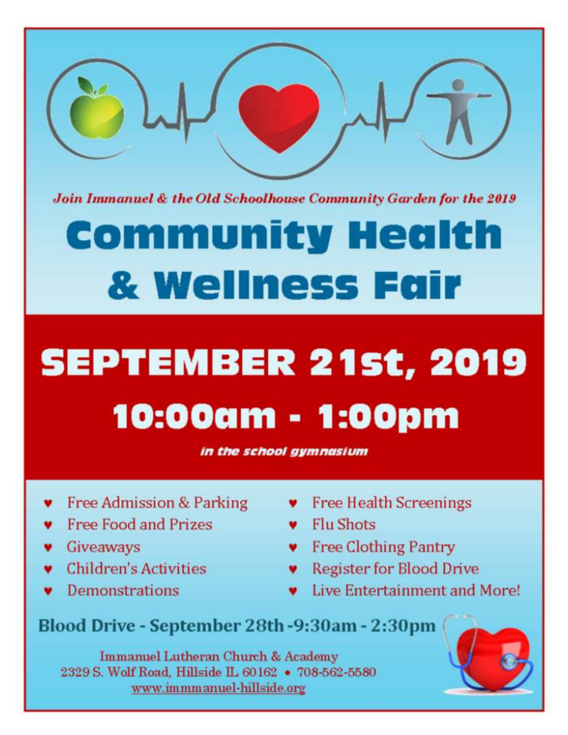*Join Immanuel & the Old Schoolhouse Community Garden for the 2019*

# Community Health & Wellness Fair

## SEPTEMBER 21st, 2019

## 10:00am - 1:00pm

*in the school gymnasium*

- Free Admission & Parking
- Free Food and Prizes
- Giveaways
- Children's Activities
- Demonstrations
- Free Health Screenings
- Flu Shots
- Free Clothing Pantry
- Register for Blood Drive
- Live Entertainment and More!

**Blood Drive - September 28th -9:30am - 2:30pm**

Immanuel Lutheran Church & Academy
2329 S. Wolf Road, Hillside IL 60162 • 708-562-5580
www.immmanuel-hillside.org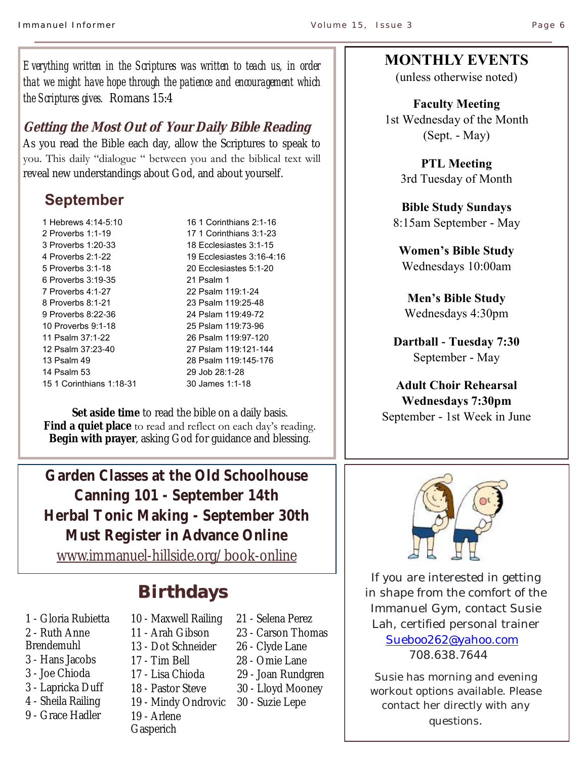*Everything written in the Scriptures was written to teach us, in order that we might have hope through the patience and encouragement which the Scriptures gives.* Romans 15:4

## *Getting the Most Out of Your Daily Bible Reading*

As you read the Bible each day, allow the Scriptures to speak to you. This daily "dialogue " between you and the biblical text will reveal new understandings about God, and about yourself.

### September

1 Hebrews 4:14-5:10
2 Proverbs 1:1-19
3 Proverbs 1:20-33
4 Proverbs 2:1-22
5 Proverbs 3:1-18
6 Proverbs 3:19-35
7 Proverbs 4:1-27
8 Proverbs 8:1-21
9 Proverbs 8:22-36
10 Proverbs 9:1-18
11 Psalm 37:1-22
12 Psalm 37:23-40
13 Psalm 49
14 Psalm 53
15 1 Corinthians 1:18-31
16 1 Corinthians 2:1-16
17 1 Corinthians 3:1-23
18 Ecclesiastes 3:1-15
19 Ecclesiastes 3:16-4:16
20 Ecclesiastes 5:1-20
21 Psalm 1
22 Psalm 119:1-24
23 Psalm 119:25-48
24 Pslam 119:49-72
25 Pslam 119:73-96
26 Pslam 119:97-120
27 Pslam 119:121-144
28 Psalm 119:145-176
29 Job 28:1-28
30 James 1:1-18

**Set aside time** to read the bible on a daily basis.
**Find a quiet place** to read and reflect on each day's reading.
**Begin with prayer**, asking God for guidance and blessing.

## MONTHLY EVENTS

(unless otherwise noted)

**Faculty Meeting**
1st Wednesday of the Month
(Sept. - May)

**PTL Meeting**
3rd Tuesday of Month

**Bible Study Sundays**
8:15am September - May

**Women's Bible Study**
Wednesdays 10:00am

**Men's Bible Study**
Wednesdays 4:30pm

**Dartball - Tuesday 7:30**
September - May

**Adult Choir Rehearsal**
**Wednesdays 7:30pm**
September - 1st Week in June

## Garden Classes at the Old Schoolhouse

**Canning 101 - September 14th**
**Herbal Tonic Making - September 30th**
**Must Register in Advance Online**
www.immanuel-hillside.org/book-online

If you are interested in getting in shape from the comfort of the Immanuel Gym, contact Susie Lah, certified personal trainer
Sueboo262@yahoo.com
708.638.7644

Susie has morning and evening workout options available. Please contact her directly with any questions.

## Birthdays

1 - Gloria Rubietta
2 - Ruth Anne Brendemuhl
3 - Hans Jacobs
3 - Joe Chioda
3 - Lapricka Duff
4 - Sheila Railing
9 - Grace Hadler
10 - Maxwell Railing
11 - Arah Gibson
13 - Dot Schneider
17 - Tim Bell
17 - Lisa Chioda
18 - Pastor Steve
19 - Mindy Ondrovic
19 - Arlene Gasperich
21 - Selena Perez
23 - Carson Thomas
26 - Clyde Lane
28 - Omie Lane
29 - Joan Rundgren
30 - Lloyd Mooney
30 - Suzie Lepe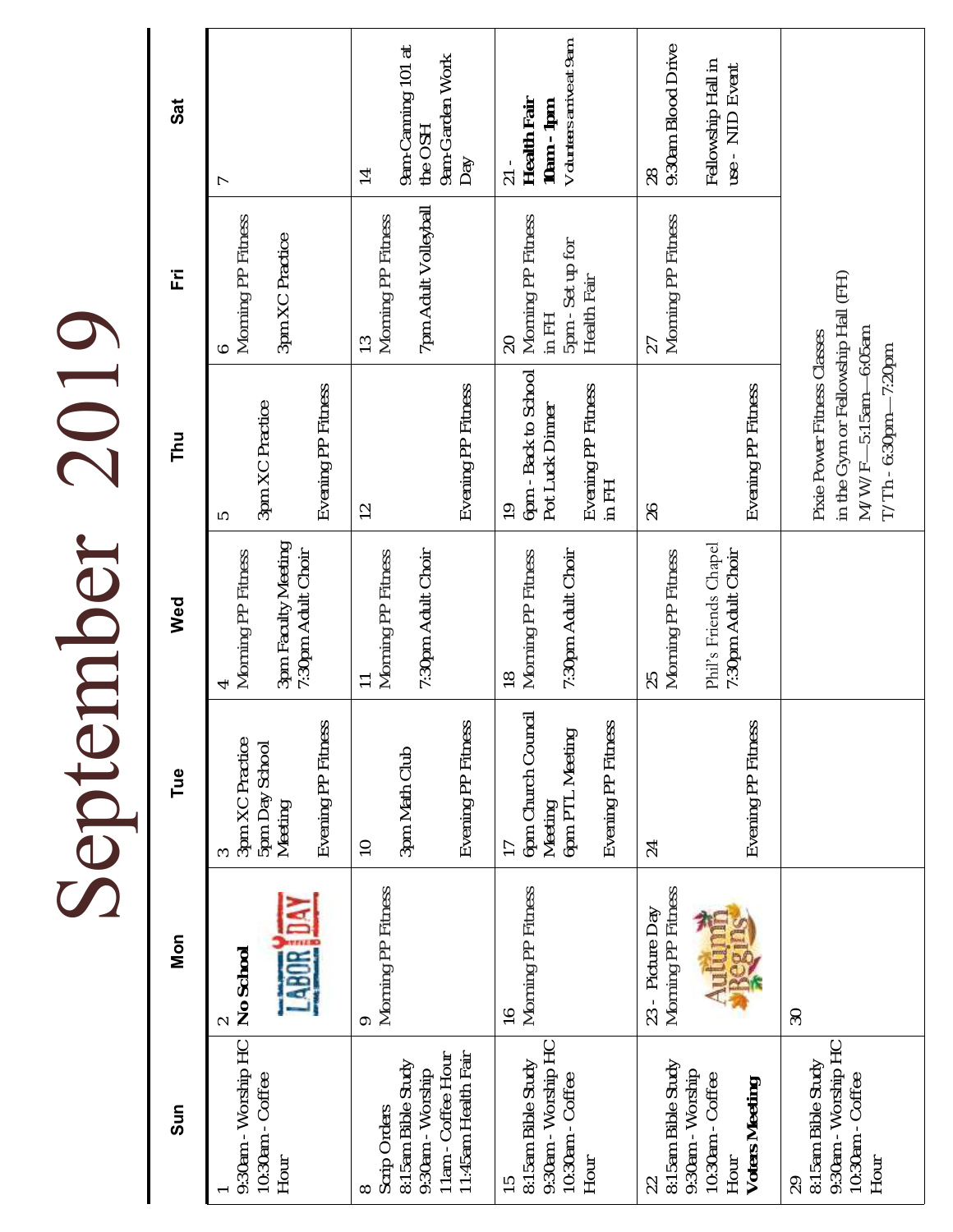# September 2019

| Sun | Mon | Tue | Wed | Thu | Fri | Sat |
|---|---|---|---|---|---|---|
| 1<br>9:30am - Worship HC<br>10:30am - Coffee Hour | 2<br>**No School**<br>LABOR DAY | 3<br>3pm XC Practice<br>5pm Day School Meeting<br>Evening PP Fitness | 4<br>Morning PP Fitness<br>3pm Faculty Meeting<br>7:30pm Adult Choir | 5<br>3pm XC Practice<br>Evening PP Fitness | 6<br>Morning PP Fitness<br>3pm XC Practice | 7 |
| 8<br>Scrip Orders<br>8:15am Bible Study<br>9:30am - Worship<br>11am - Coffee Hour<br>11:45am Health Fair | 9<br>Morning PP Fitness | 10<br>3pm Math Club<br>Evening PP Fitness | 11<br>Morning PP Fitness<br>7:30pm Adult Choir | 12<br>Evening PP Fitness | 13<br>Morning PP Fitness<br>7pm Adult Volleyball | 14<br>9am-Canning 101 at the OSH<br>9am-Garden Work Day |
| 15<br>8:15am Bible Study<br>9:30am - Worship HC<br>10:30am - Coffee Hour | 16<br>Morning PP Fitness | 17<br>6pm Church Council Meeting<br>6pm PTL Meeting<br>Evening PP Fitness | 18<br>Morning PP Fitness<br>7:30pm Adult Choir | 19<br>6pm - Back to School Pot Luck Dinner<br>Evening PP Fitness in FH | 20<br>Morning PP Fitness in FH<br>5pm - Set up for Health Fair | 21 -<br>**Health Fair**<br>**10am - 1pm**<br>Volunteers arrive at 9am |
| 22<br>8:15am Bible Study<br>9:30am - Worship<br>10:30am - Coffee Hour<br>**Voters Meeting** | 23 - Picture Day<br>Morning PP Fitness<br>Autumn Begins | 24<br>Evening PP Fitness | 25<br>Morning PP Fitness<br>Phil's Friends Chapel<br>7:30pm Adult Choir | 26<br>Evening PP Fitness | 27<br>Morning PP Fitness | 28<br>9:30am Blood Drive<br>Fellowship Hall in use - NID Event |
| 29<br>8:15am Bible Study<br>9:30am - Worship HC<br>10:30am - Coffee Hour | 30 | | | Pixie Power Fitness Classes in the Gym or Fellowship Hall (FH)<br>M/W/F—5:15am—6:05am<br>T/Th - 6:30pm—7:20pm | | |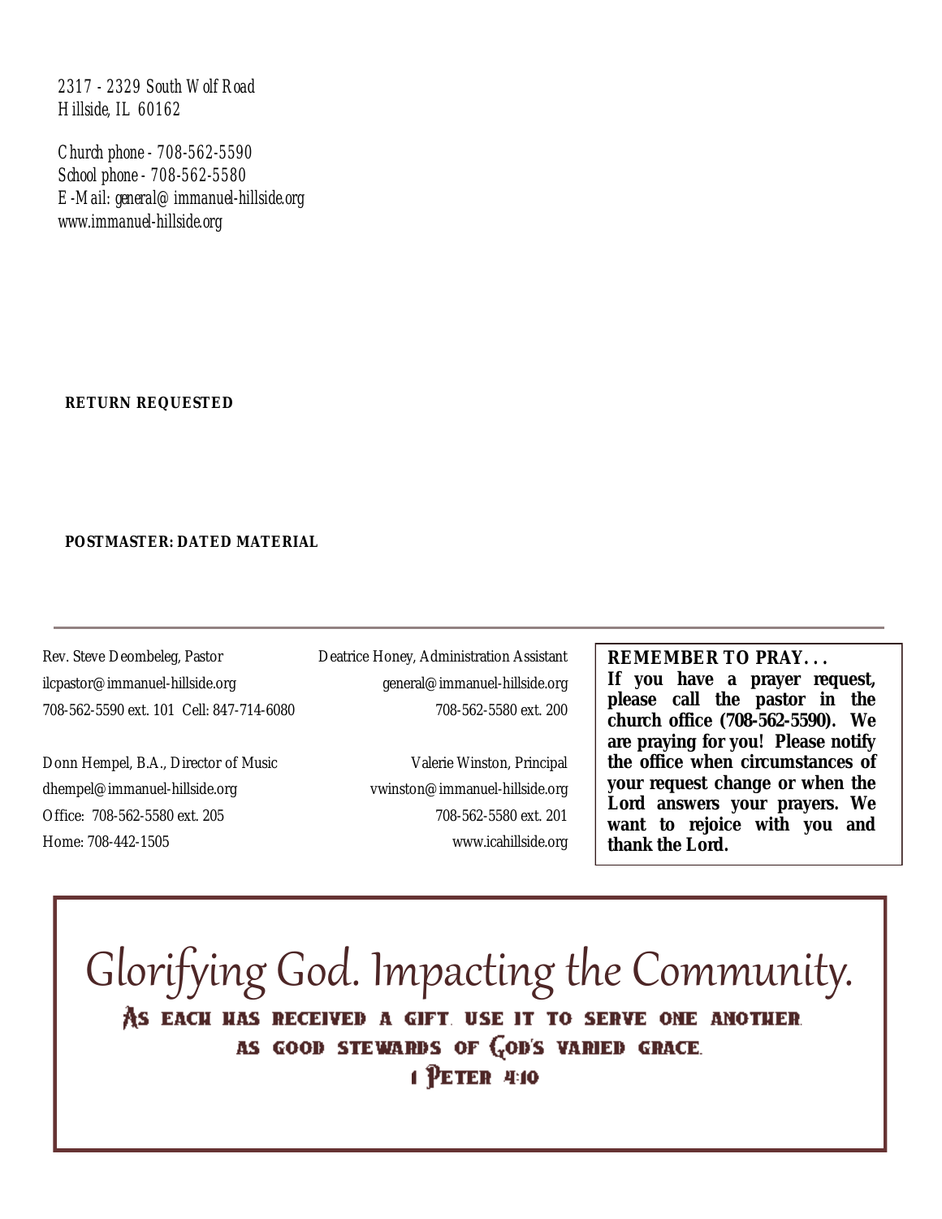2317 - 2329 South Wolf Road
Hillside, IL 60162

Church phone - 708-562-5590
School phone - 708-562-5580
E-Mail: general@immanuel-hillside.org
www.immanuel-hillside.org

**RETURN REQUESTED**

**POSTMASTER: DATED MATERIAL**

---

Rev. Steve Deombeleg, Pastor
ilcpastor@immanuel-hillside.org
708-562-5590 ext. 101 Cell: 847-714-6080

Deatrice Honey, Administration Assistant
general@immanuel-hillside.org
708-562-5580 ext. 200

Donn Hempel, B.A., Director of Music
dhempel@immanuel-hillside.org
Office: 708-562-5580 ext. 205
Home: 708-442-1505

Valerie Winston, Principal
vwinston@immanuel-hillside.org
708-562-5580 ext. 201
www.icahillside.org

**REMEMBER TO PRAY. . .**
**If you have a prayer request, please call the pastor in the church office (708-562-5590). We are praying for you! Please notify the office when circumstances of your request change or when the Lord answers your prayers. We want to rejoice with you and thank the Lord.**

# Glorifying God. Impacting the Community.

AS EACH HAS RECEIVED A GIFT, USE IT TO SERVE ONE ANOTHER,
AS GOOD STEWARDS OF GOD'S VARIED GRACE.
1 PETER 4:10